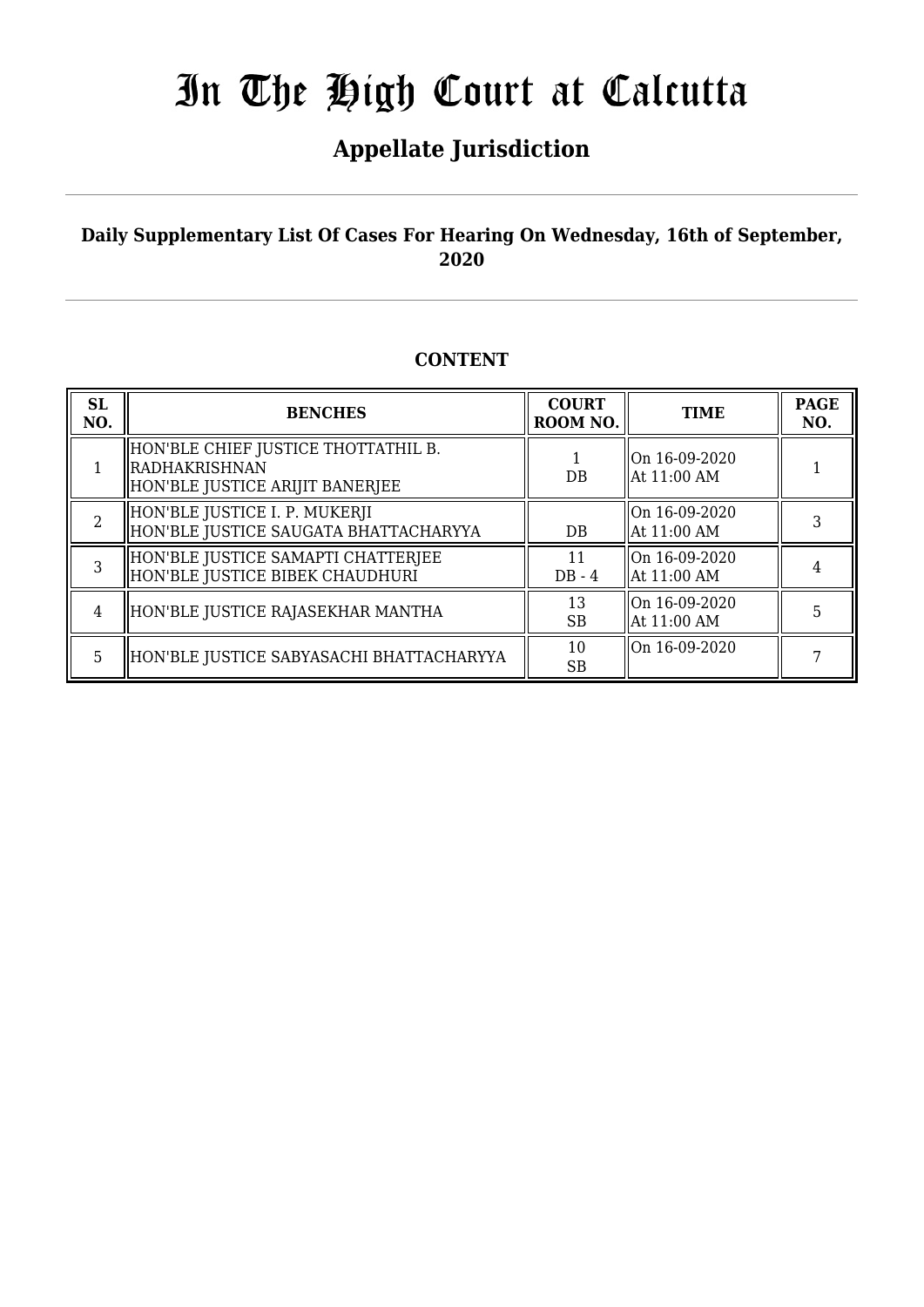# In The High Court at Calcutta

## Appellate Jurisdiction

**Daily Supplementary List Of Cases For Hearing On Wednesday, 16th of September, 2020**

### CONTENT

| SL NO. | BENCHES | COURT ROOM NO. | TIME | PAGE NO. |
|---|---|---|---|---|
| 1 | HON'BLE CHIEF JUSTICE THOTTATHIL B. RADHAKRISHNAN<br>HON'BLE JUSTICE ARIJIT BANERJEE | 1<br>DB | On 16-09-2020<br>At 11:00 AM | 1 |
| 2 | HON'BLE JUSTICE I. P. MUKERJI<br>HON'BLE JUSTICE SAUGATA BHATTACHARYYA | DB | On 16-09-2020<br>At 11:00 AM | 3 |
| 3 | HON'BLE JUSTICE SAMAPTI CHATTERJEE<br>HON'BLE JUSTICE BIBEK CHAUDHURI | 11<br>DB - 4 | On 16-09-2020<br>At 11:00 AM | 4 |
| 4 | HON'BLE JUSTICE RAJASEKHAR MANTHA | 13<br>SB | On 16-09-2020<br>At 11:00 AM | 5 |
| 5 | HON'BLE JUSTICE SABYASACHI BHATTACHARYYA | 10<br>SB | On 16-09-2020 | 7 |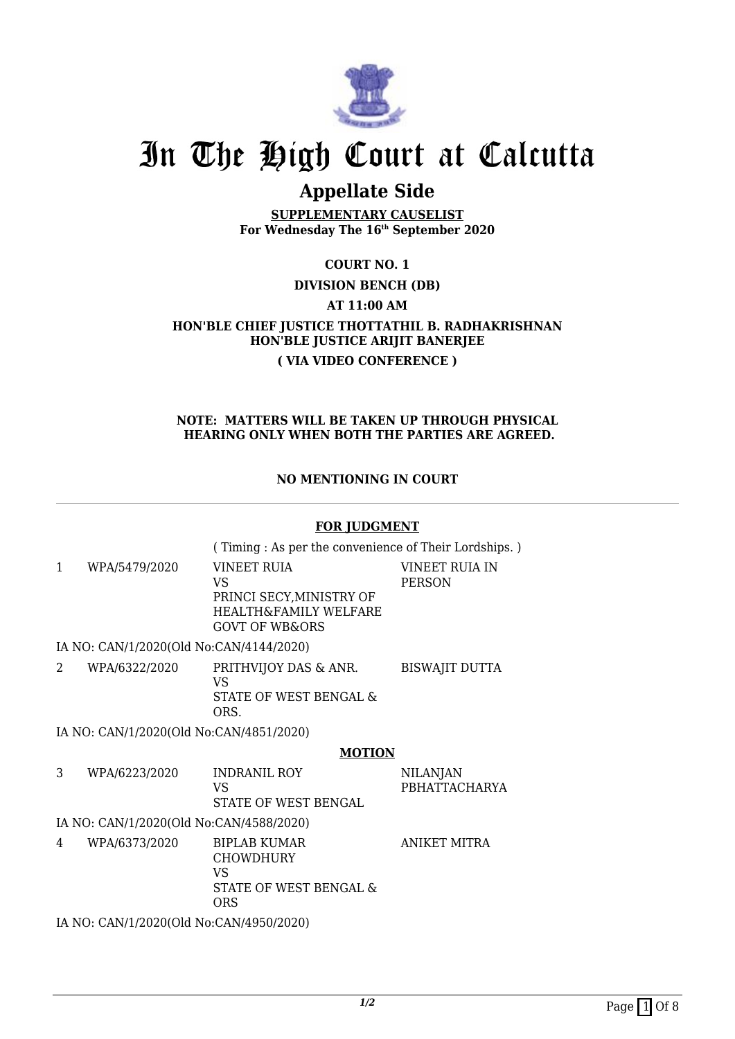# In The High Court at Calcutta

## Appellate Side

**SUPPLEMENTARY CAUSELIST**
**For Wednesday The 16th September 2020**

**COURT NO. 1**

**DIVISION BENCH (DB)**

**AT 11:00 AM**

**HON'BLE CHIEF JUSTICE THOTTATHIL B. RADHAKRISHNAN**
**HON'BLE JUSTICE ARIJIT BANERJEE**

**( VIA VIDEO CONFERENCE )**

**NOTE: MATTERS WILL BE TAKEN UP THROUGH PHYSICAL HEARING ONLY WHEN BOTH THE PARTIES ARE AGREED.**

**NO MENTIONING IN COURT**

**FOR JUDGMENT**

( Timing : As per the convenience of Their Lordships. )

| | | | |
|---|---|---|---|
| 1 | WPA/5479/2020 | VINEET RUIA<br>VS<br>PRINCI SECY,MINISTRY OF HEALTH&FAMILY WELFARE GOVT OF WB&ORS | VINEET RUIA IN PERSON |

IA NO: CAN/1/2020(Old No:CAN/4144/2020)

| | | | |
|---|---|---|---|
| 2 | WPA/6322/2020 | PRITHVIJOY DAS & ANR.<br>VS<br>STATE OF WEST BENGAL & ORS. | BISWAJIT DUTTA |

IA NO: CAN/1/2020(Old No:CAN/4851/2020)

**MOTION**

| | | | |
|---|---|---|---|
| 3 | WPA/6223/2020 | INDRANIL ROY<br>VS<br>STATE OF WEST BENGAL | NILANJAN PBHATTACHARYA |

IA NO: CAN/1/2020(Old No:CAN/4588/2020)

| | | | |
|---|---|---|---|
| 4 | WPA/6373/2020 | BIPLAB KUMAR CHOWDHURY<br>VS<br>STATE OF WEST BENGAL & ORS | ANIKET MITRA |

IA NO: CAN/1/2020(Old No:CAN/4950/2020)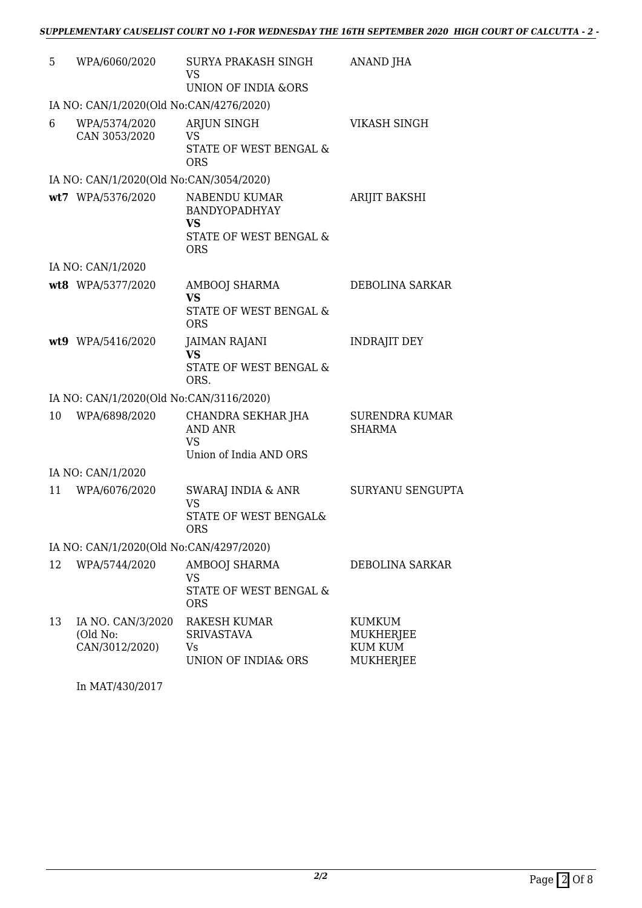| | | | |
|---|---|---|---|
| 5 | WPA/6060/2020 | SURYA PRAKASH SINGH<br>VS<br>UNION OF INDIA &ORS | ANAND JHA |
| | IA NO: CAN/1/2020(Old No:CAN/4276/2020) | | |
| 6 | WPA/5374/2020<br>CAN 3053/2020 | ARJUN SINGH<br>VS<br>STATE OF WEST BENGAL & ORS | VIKASH SINGH |
| | IA NO: CAN/1/2020(Old No:CAN/3054/2020) | | |
| **wt7** | WPA/5376/2020 | NABENDU KUMAR BANDYOPADHYAY<br>**VS**<br>STATE OF WEST BENGAL & ORS | ARIJIT BAKSHI |
| | IA NO: CAN/1/2020 | | |
| **wt8** | WPA/5377/2020 | AMBOOJ SHARMA<br>**VS**<br>STATE OF WEST BENGAL & ORS | DEBOLINA SARKAR |
| **wt9** | WPA/5416/2020 | JAIMAN RAJANI<br>**VS**<br>STATE OF WEST BENGAL & ORS. | INDRAJIT DEY |
| | IA NO: CAN/1/2020(Old No:CAN/3116/2020) | | |
| 10 | WPA/6898/2020 | CHANDRA SEKHAR JHA AND ANR<br>VS<br>Union of India AND ORS | SURENDRA KUMAR SHARMA |
| | IA NO: CAN/1/2020 | | |
| 11 | WPA/6076/2020 | SWARAJ INDIA & ANR<br>VS<br>STATE OF WEST BENGAL& ORS | SURYANU SENGUPTA |
| | IA NO: CAN/1/2020(Old No:CAN/4297/2020) | | |
| 12 | WPA/5744/2020 | AMBOOJ SHARMA<br>VS<br>STATE OF WEST BENGAL & ORS | DEBOLINA SARKAR |
| 13 | IA NO. CAN/3/2020<br>(Old No:<br>CAN/3012/2020) | RAKESH KUMAR SRIVASTAVA<br>Vs<br>UNION OF INDIA& ORS | KUMKUM MUKHERJEE<br>KUM KUM MUKHERJEE |
| | In MAT/430/2017 | | |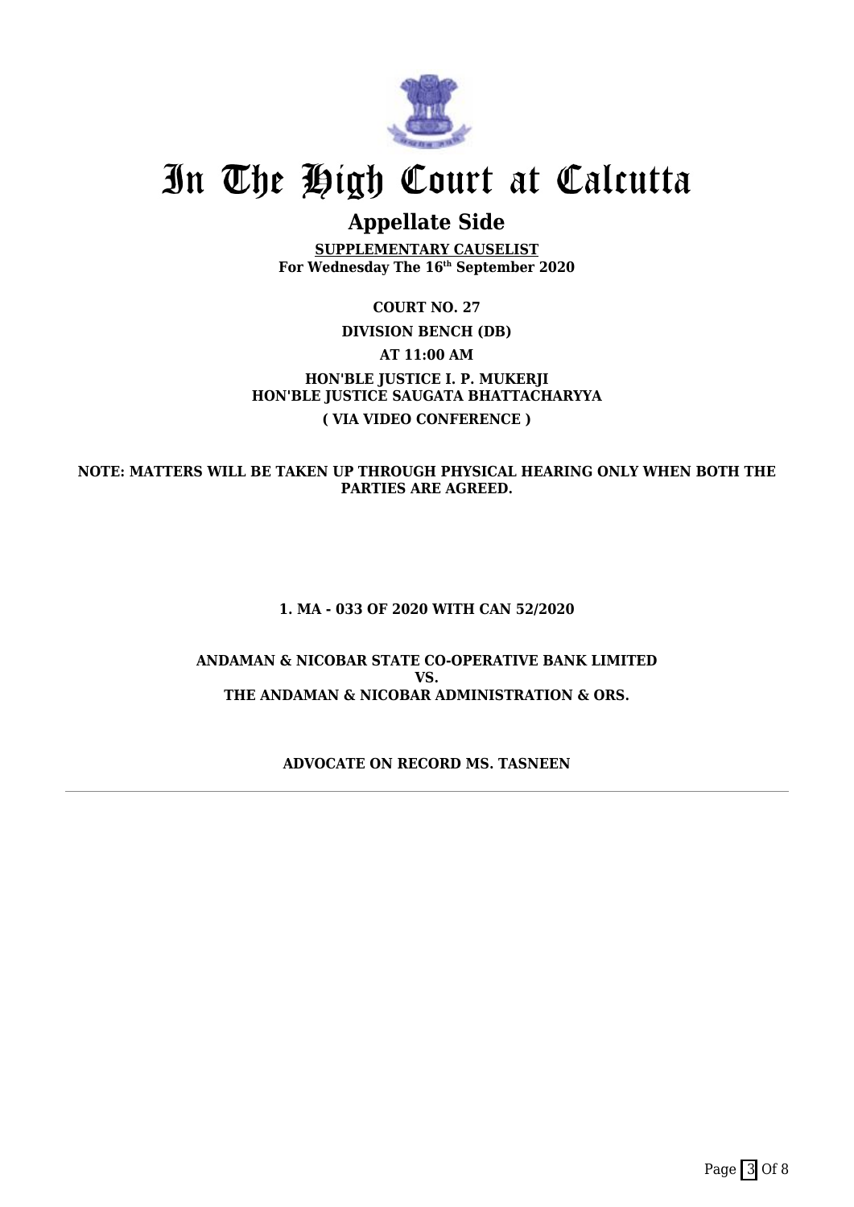# In The High Court at Calcutta

## Appellate Side

**SUPPLEMENTARY CAUSELIST**
**For Wednesday The 16th September 2020**

**COURT NO. 27**

**DIVISION BENCH (DB)**

**AT 11:00 AM**

**HON'BLE JUSTICE I. P. MUKERJI**
**HON'BLE JUSTICE SAUGATA BHATTACHARYYA**

**( VIA VIDEO CONFERENCE )**

**NOTE: MATTERS WILL BE TAKEN UP THROUGH PHYSICAL HEARING ONLY WHEN BOTH THE PARTIES ARE AGREED.**

**1. MA - 033 OF 2020 WITH CAN 52/2020**

**ANDAMAN & NICOBAR STATE CO-OPERATIVE BANK LIMITED**
**VS.**
**THE ANDAMAN & NICOBAR ADMINISTRATION & ORS.**

**ADVOCATE ON RECORD MS. TASNEEN**

---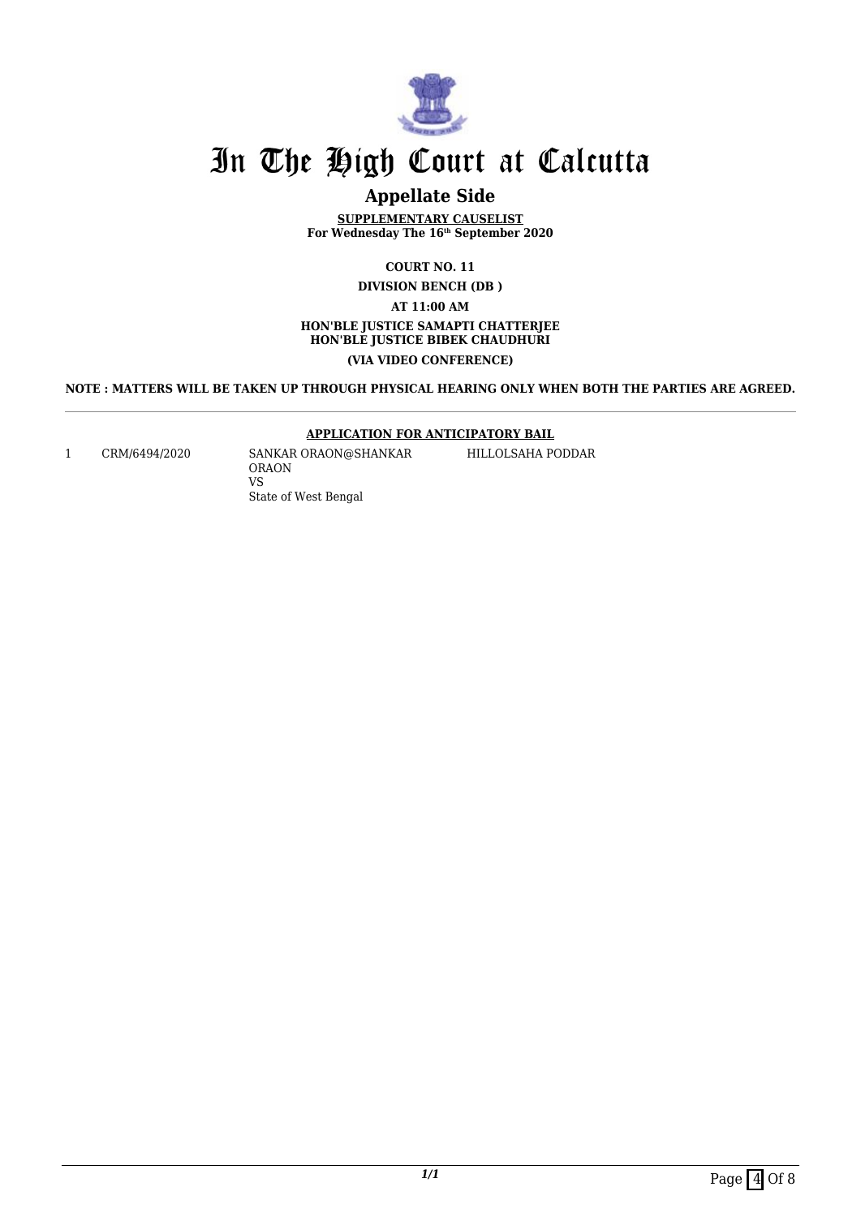# In The High Court at Calcutta

## Appellate Side

**SUPPLEMENTARY CAUSELIST**
**For Wednesday The 16th September 2020**

**COURT NO. 11**

**DIVISION BENCH (DB )**

**AT 11:00 AM**

**HON'BLE JUSTICE SAMAPTI CHATTERJEE**
**HON'BLE JUSTICE BIBEK CHAUDHURI**

**(VIA VIDEO CONFERENCE)**

**NOTE : MATTERS WILL BE TAKEN UP THROUGH PHYSICAL HEARING ONLY WHEN BOTH THE PARTIES ARE AGREED.**

---

**APPLICATION FOR ANTICIPATORY BAIL**

| | | | |
|---|---|---|---|
| 1 | CRM/6494/2020 | SANKAR ORAON@SHANKAR ORAON<br>VS<br>State of West Bengal | HILLOLSAHA PODDAR |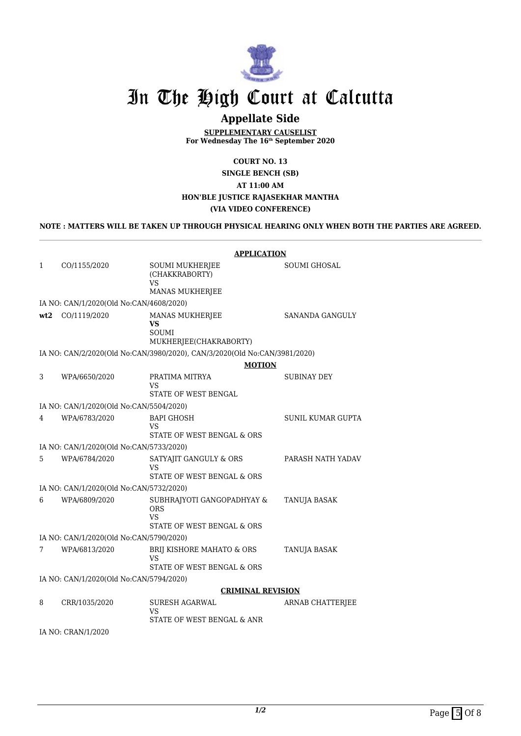# In The High Court at Calcutta

## Appellate Side

**SUPPLEMENTARY CAUSELIST**
**For Wednesday The 16th September 2020**

**COURT NO. 13**
**SINGLE BENCH (SB)**
**AT 11:00 AM**
**HON'BLE JUSTICE RAJASEKHAR MANTHA**
**(VIA VIDEO CONFERENCE)**

**NOTE : MATTERS WILL BE TAKEN UP THROUGH PHYSICAL HEARING ONLY WHEN BOTH THE PARTIES ARE AGREED.**

### APPLICATION

| | | | |
|---|---|---|---|
| 1 | CO/1155/2020 | SOUMI MUKHERJEE (CHAKKRABORTY) VS MANAS MUKHERJEE | SOUMI GHOSAL |
| | IA NO: CAN/1/2020(Old No:CAN/4608/2020) | | |
| **wt2** | CO/1119/2020 | MANAS MUKHERJEE **VS** SOUMI MUKHERJEE(CHAKRABORTY) | SANANDA GANGULY |
| | IA NO: CAN/2/2020(Old No:CAN/3980/2020), CAN/3/2020(Old No:CAN/3981/2020) | | |

### MOTION

| | | | |
|---|---|---|---|
| 3 | WPA/6650/2020 | PRATIMA MITRYA VS STATE OF WEST BENGAL | SUBINAY DEY |
| | IA NO: CAN/1/2020(Old No:CAN/5504/2020) | | |
| 4 | WPA/6783/2020 | BAPI GHOSH VS STATE OF WEST BENGAL & ORS | SUNIL KUMAR GUPTA |
| | IA NO: CAN/1/2020(Old No:CAN/5733/2020) | | |
| 5 | WPA/6784/2020 | SATYAJIT GANGULY & ORS VS STATE OF WEST BENGAL & ORS | PARASH NATH YADAV |
| | IA NO: CAN/1/2020(Old No:CAN/5732/2020) | | |
| 6 | WPA/6809/2020 | SUBHRAJYOTI GANGOPADHYAY & ORS VS STATE OF WEST BENGAL & ORS | TANUJA BASAK |
| | IA NO: CAN/1/2020(Old No:CAN/5790/2020) | | |
| 7 | WPA/6813/2020 | BRIJ KISHORE MAHATO & ORS VS STATE OF WEST BENGAL & ORS | TANUJA BASAK |
| | IA NO: CAN/1/2020(Old No:CAN/5794/2020) | | |

### CRIMINAL REVISION

| | | | |
|---|---|---|---|
| 8 | CRR/1035/2020 | SURESH AGARWAL VS STATE OF WEST BENGAL & ANR | ARNAB CHATTERJEE |
| | IA NO: CRAN/1/2020 | | |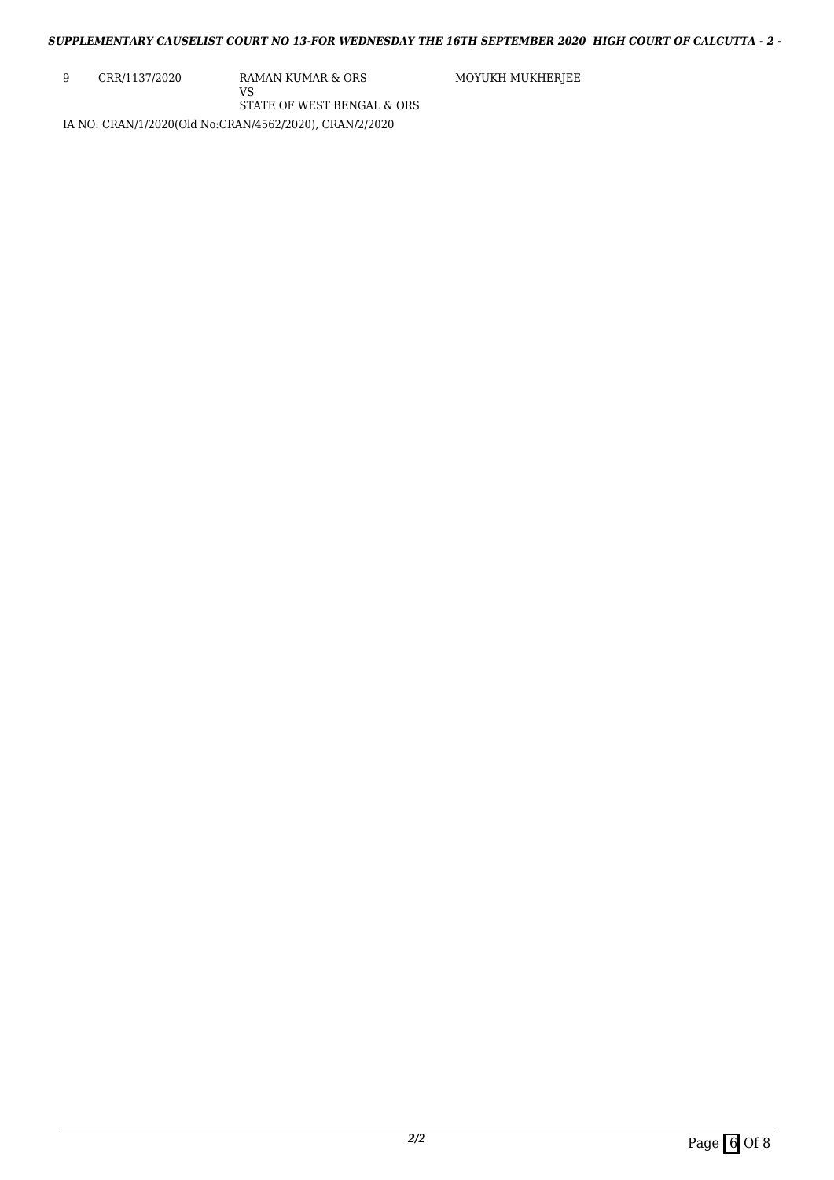| 9 | CRR/1137/2020 | RAMAN KUMAR & ORS<br>VS<br>STATE OF WEST BENGAL & ORS | MOYUKH MUKHERJEE |
|---|---|---|---|

IA NO: CRAN/1/2020(Old No:CRAN/4562/2020), CRAN/2/2020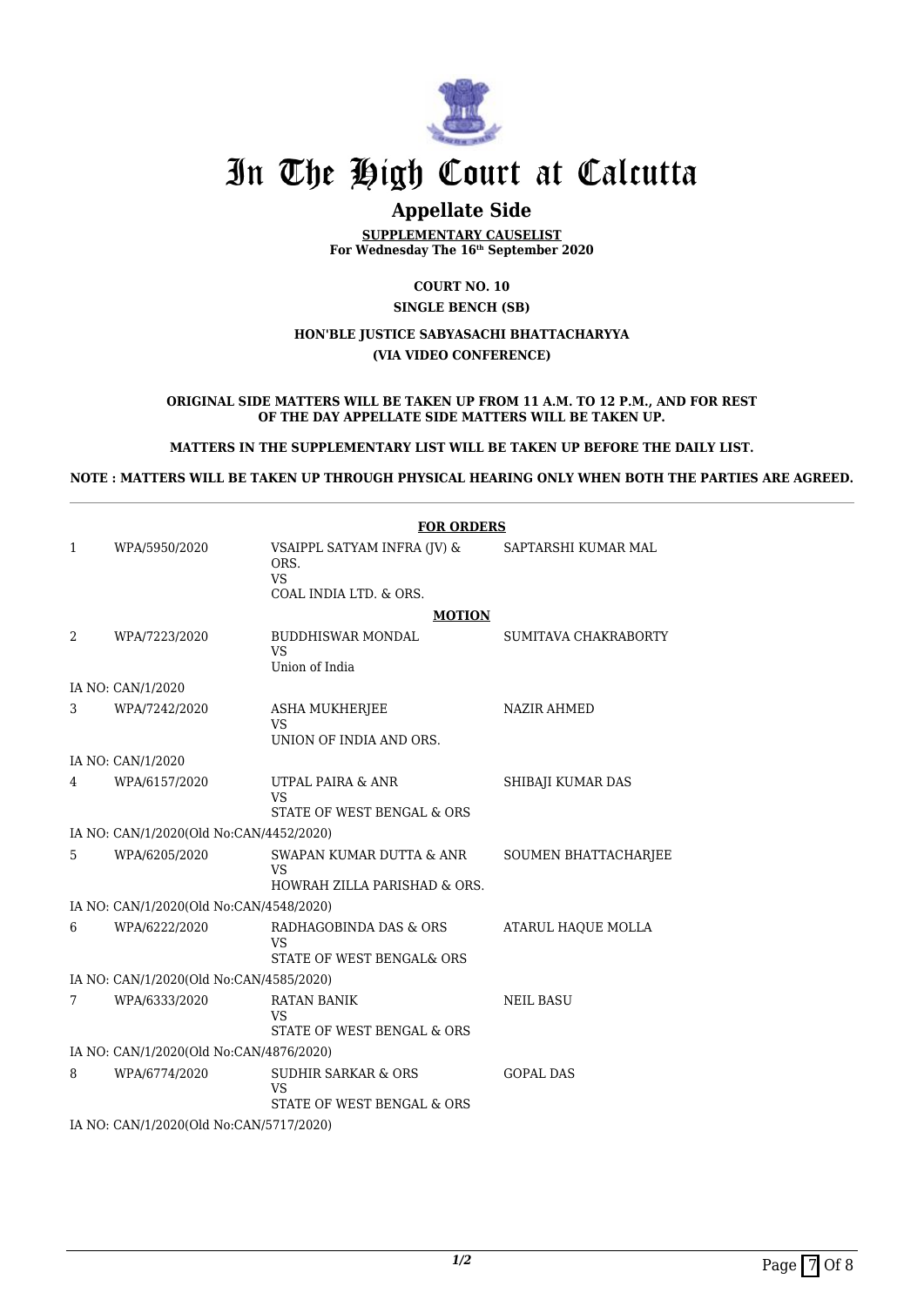# In The High Court at Calcutta

## Appellate Side

**SUPPLEMENTARY CAUSELIST**
**For Wednesday The 16th September 2020**

**COURT NO. 10**
**SINGLE BENCH (SB)**

**HON'BLE JUSTICE SABYASACHI BHATTACHARYYA**
**(VIA VIDEO CONFERENCE)**

**ORIGINAL SIDE MATTERS WILL BE TAKEN UP FROM 11 A.M. TO 12 P.M., AND FOR REST OF THE DAY APPELLATE SIDE MATTERS WILL BE TAKEN UP.**

**MATTERS IN THE SUPPLEMENTARY LIST WILL BE TAKEN UP BEFORE THE DAILY LIST.**

**NOTE : MATTERS WILL BE TAKEN UP THROUGH PHYSICAL HEARING ONLY WHEN BOTH THE PARTIES ARE AGREED.**

**FOR ORDERS**

| | | | |
|---|---|---|---|
| 1 | WPA/5950/2020 | VSAIPPL SATYAM INFRA (JV) & ORS.<br>VS<br>COAL INDIA LTD. & ORS. | SAPTARSHI KUMAR MAL |

**MOTION**

| | | | |
|---|---|---|---|
| 2 | WPA/7223/2020 | BUDDHISWAR MONDAL<br>VS<br>Union of India | SUMITAVA CHAKRABORTY |
| | IA NO: CAN/1/2020 | | |
| 3 | WPA/7242/2020 | ASHA MUKHERJEE<br>VS<br>UNION OF INDIA AND ORS. | NAZIR AHMED |
| | IA NO: CAN/1/2020 | | |
| 4 | WPA/6157/2020 | UTPAL PAIRA & ANR<br>VS<br>STATE OF WEST BENGAL & ORS | SHIBAJI KUMAR DAS |
| | IA NO: CAN/1/2020(Old No:CAN/4452/2020) | | |
| 5 | WPA/6205/2020 | SWAPAN KUMAR DUTTA & ANR<br>VS<br>HOWRAH ZILLA PARISHAD & ORS. | SOUMEN BHATTACHARJEE |
| | IA NO: CAN/1/2020(Old No:CAN/4548/2020) | | |
| 6 | WPA/6222/2020 | RADHAGOBINDA DAS & ORS<br>VS<br>STATE OF WEST BENGAL& ORS | ATARUL HAQUE MOLLA |
| | IA NO: CAN/1/2020(Old No:CAN/4585/2020) | | |
| 7 | WPA/6333/2020 | RATAN BANIK<br>VS<br>STATE OF WEST BENGAL & ORS | NEIL BASU |
| | IA NO: CAN/1/2020(Old No:CAN/4876/2020) | | |
| 8 | WPA/6774/2020 | SUDHIR SARKAR & ORS<br>VS<br>STATE OF WEST BENGAL & ORS | GOPAL DAS |
| | IA NO: CAN/1/2020(Old No:CAN/5717/2020) | | |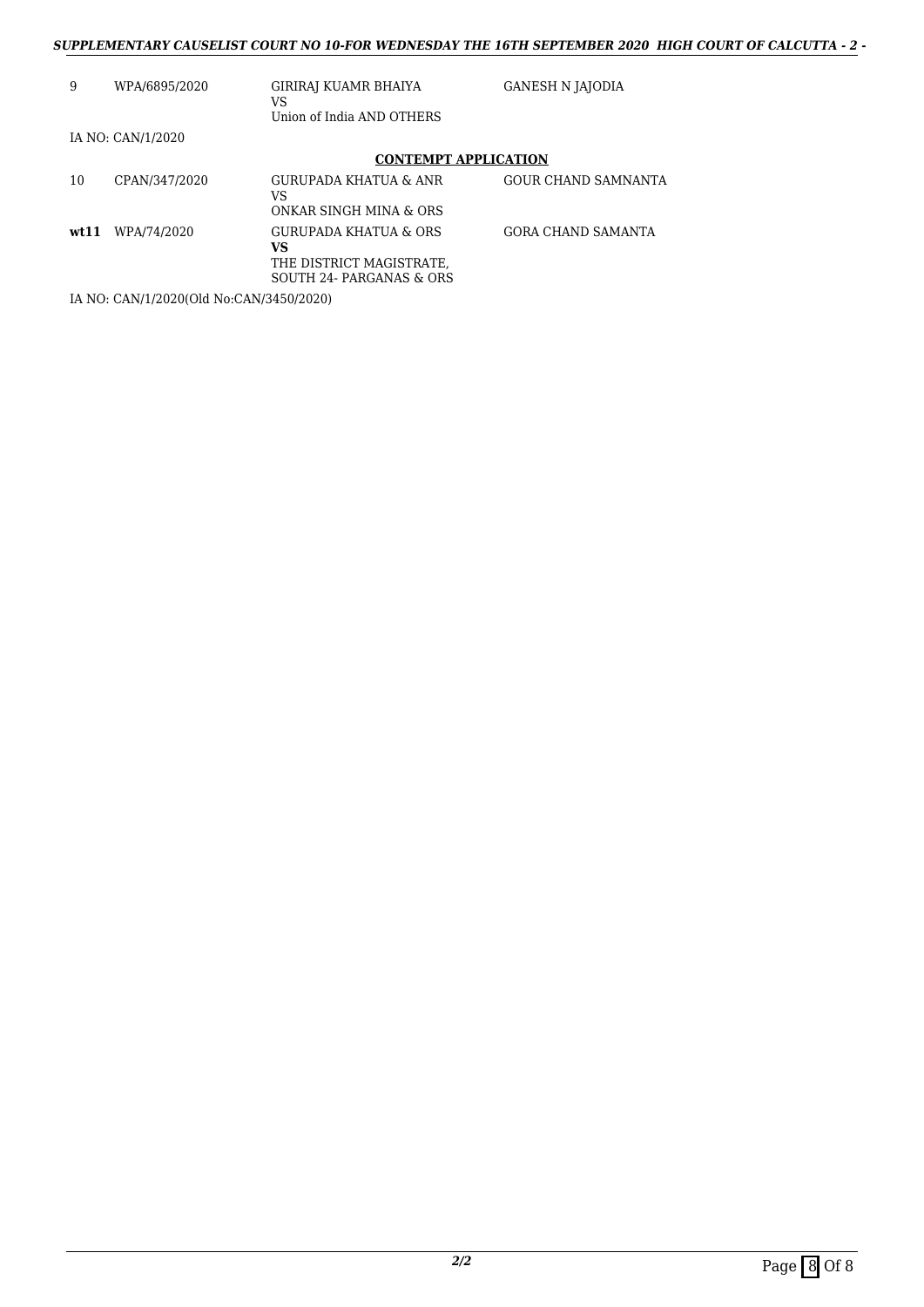| | | | |
|---|---|---|---|
| 9 | WPA/6895/2020 | GIRIRAJ KUAMR BHAIYA<br>VS<br>Union of India AND OTHERS | GANESH N JAJODIA |

IA NO: CAN/1/2020

**CONTEMPT APPLICATION**

| | | | |
|---|---|---|---|
| 10 | CPAN/347/2020 | GURUPADA KHATUA & ANR<br>VS<br>ONKAR SINGH MINA & ORS | GOUR CHAND SAMNANTA |
| **wt11** | WPA/74/2020 | GURUPADA KHATUA & ORS<br>**VS**<br>THE DISTRICT MAGISTRATE, SOUTH 24- PARGANAS & ORS | GORA CHAND SAMANTA |

IA NO: CAN/1/2020(Old No:CAN/3450/2020)